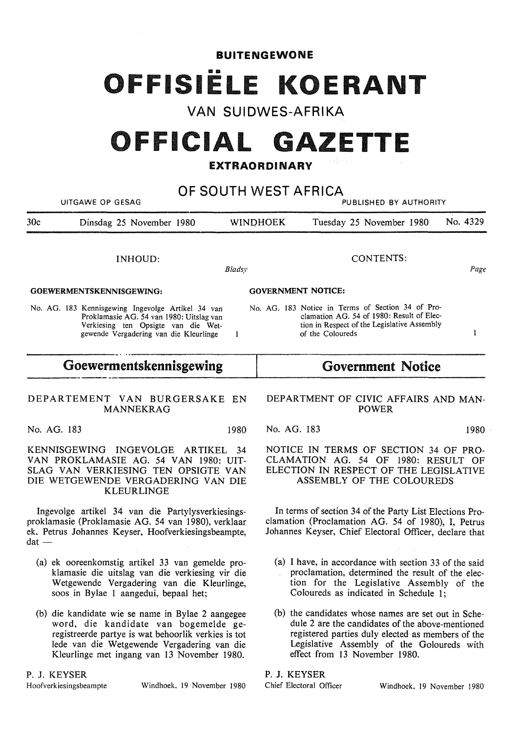**BUITENGEWONE**

# OFFISIËLE KOERANT

## VAN SUIDWES-AFRIKA

# OFFICIAL GAZETTE

**EXTRAORDINARY**

## OF SOUTH WEST AFRICA

UITGAWE OP GESAG — PUBLISHED BY AUTHORITY

30c — Dinsdag 25 November 1980 — WINDHOEK — Tuesday 25 November 1980 — No. 4329

INHOUD: *Bladsy*

**GOEWERMENTSKENNISGEWING:**

No. AG. 183 Kennisgewing Ingevolge Artikel 34 van Proklamasie AG. 54 van 1980: Uitslag van Verkiesing ten Opsigte van die Wetgewende Vergadering van die Kleurlinge — 1

CONTENTS: *Page*

**GOVERNMENT NOTICE:**

No. AG. 183 Notice in Terms of Section 34 of Proclamation AG. 54 of 1980: Result of Election in Respect of the Legislative Assembly of the Coloureds — 1

## Goewermentskennisgewing

DEPARTEMENT VAN BURGERSAKE EN MANNEKRAG

No. AG. 183 — 1980

KENNISGEWING INGEVOLGE ARTIKEL 34 VAN PROKLAMASIE AG. 54 VAN 1980: UITSLAG VAN VERKIESING TEN OPSIGTE VAN DIE WETGEWENDE VERGADERING VAN DIE KLEURLINGE

Ingevolge artikel 34 van die Partylysverkiesingsproklamasie (Proklamasie AG. 54 van 1980), verklaar ek, Petrus Johannes Keyser, Hoofverkiesingsbeampte, dat —

(a) ek ooreenkomstig artikel 33 van gemelde proklamasie die uitslag van die verkiesing vir die Wetgewende Vergadering van die Kleurlinge, soos in Bylae 1 aangedui, bepaal het;

(b) die kandidate wie se name in Bylae 2 aangegee word, die kandidate van bogemelde geregistreerde partye is wat behoorlik verkies is tot lede van die Wetgewende Vergadering van die Kleurlinge met ingang van 13 November 1980.

P. J. KEYSER
Hoofverkiesingsbeampte — Windhoek, 19 November 1980

## Government Notice

DEPARTMENT OF CIVIC AFFAIRS AND MANPOWER

No. AG. 183 — 1980

NOTICE IN TERMS OF SECTION 34 OF PROCLAMATION AG. 54 OF 1980: RESULT OF ELECTION IN RESPECT OF THE LEGISLATIVE ASSEMBLY OF THE COLOUREDS

In terms of section 34 of the Party List Elections Proclamation (Proclamation AG. 54 of 1980), I, Petrus Johannes Keyser, Chief Electoral Officer, declare that

(a) I have, in accordance with section 33 of the said proclamation, determined the result of the election for the Legislative Assembly of the Coloureds as indicated in Schedule 1;

(b) the candidates whose names are set out in Schedule 2 are the candidates of the above-mentioned registered parties duly elected as members of the Legislative Assembly of the Goloureds with effect from 13 November 1980.

P. J. KEYSER
Chief Electoral Officer — Windhoek, 19 November 1980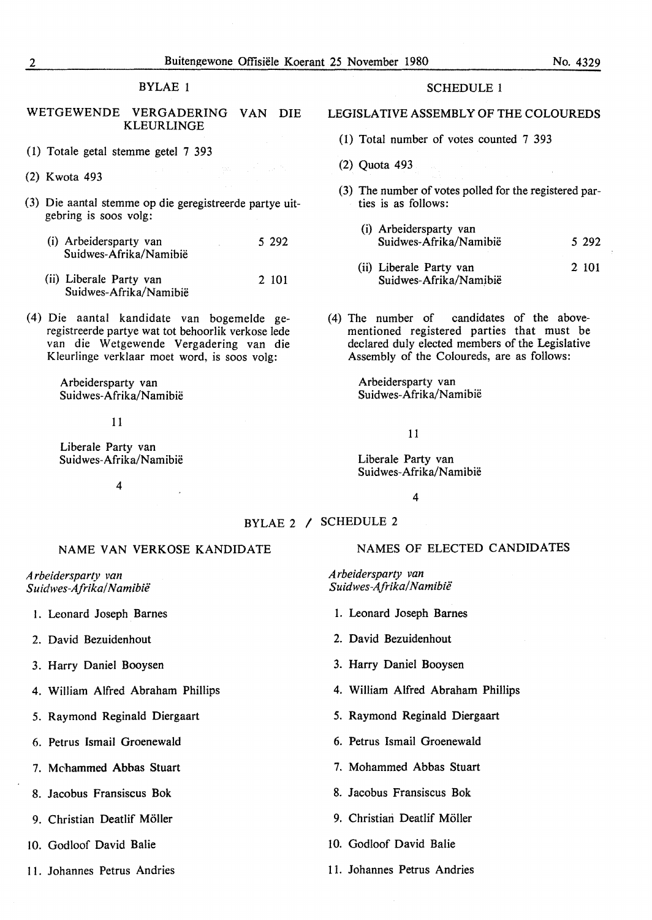## BYLAE 1

### WETGEWENDE VERGADERING VAN DIE KLEURLINGE

(1) Totale getal stemme getel 7 393

(2) Kwota 493

(3) Die aantal stemme op die geregistreerde partye uitgebring is soos volg:

| | |
|---|---|
| (i) Arbeidersparty van Suidwes-Afrika/Namibië | 5 292 |
| (ii) Liberale Party van Suidwes-Afrika/Namibië | 2 101 |

(4) Die aantal kandidate van bogemelde geregistreerde partye wat tot behoorlik verkose lede van die Wetgewende Vergadering van die Kleurlinge verklaar moet word, is soos volg:

Arbeidersparty van Suidwes-Afrika/Namibië

11

Liberale Party van Suidwes-Afrika/Namibië

4

## SCHEDULE 1

### LEGISLATIVE ASSEMBLY OF THE COLOUREDS

(1) Total number of votes counted 7 393

(2) Quota 493

(3) The number of votes polled for the registered parties is as follows:

| | |
|---|---|
| (i) Arbeidersparty van Suidwes-Afrika/Namibië | 5 292 |
| (ii) Liberale Party van Suidwes-Afrika/Namibië | 2 101 |

(4) The number of candidates of the abovementioned registered parties that must be declared duly elected members of the Legislative Assembly of the Coloureds, are as follows:

Arbeidersparty van Suidwes-Afrika/Namibië

11

Liberale Party van Suidwes-Afrika/Namibië

4

## BYLAE 2 / SCHEDULE 2

### NAME VAN VERKOSE KANDIDATE

*Arbeidersparty van Suidwes-Afrika/Namibië*

1. Leonard Joseph Barnes
2. David Bezuidenhout
3. Harry Daniel Booysen
4. William Alfred Abraham Phillips
5. Raymond Reginald Diergaart
6. Petrus Ismail Groenewald
7. Mchammed Abbas Stuart
8. Jacobus Fransiscus Bok
9. Christian Deatlif Möller
10. Godloof David Balie
11. Johannes Petrus Andries

### NAMES OF ELECTED CANDIDATES

*Arbeidersparty van Suidwes-Afrika/Namibië*

1. Leonard Joseph Barnes
2. David Bezuidenhout
3. Harry Daniel Booysen
4. William Alfred Abraham Phillips
5. Raymond Reginald Diergaart
6. Petrus Ismail Groenewald
7. Mohammed Abbas Stuart
8. Jacobus Fransiscus Bok
9. Christian Deatlif Möller
10. Godloof David Balie
11. Johannes Petrus Andries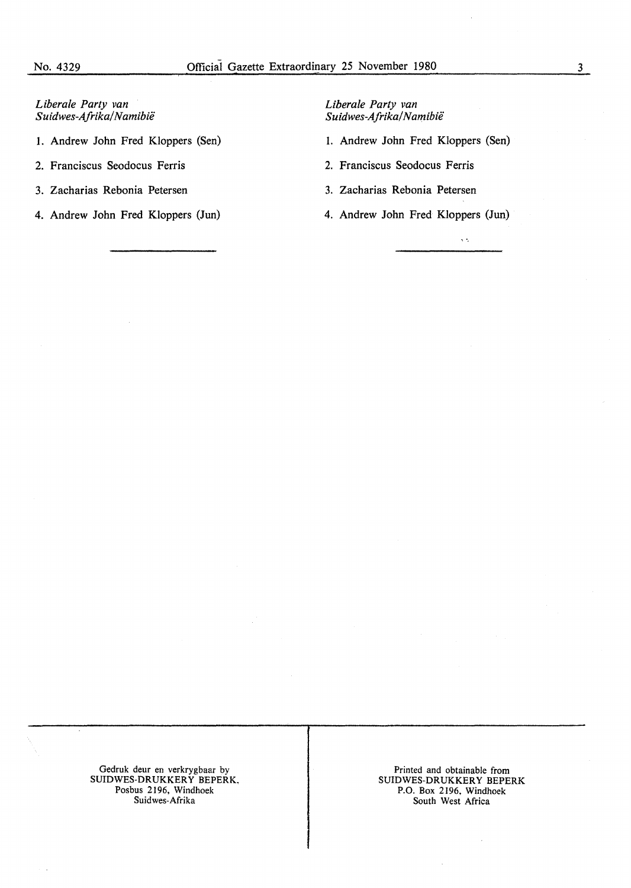*Liberale Party van Suidwes-Afrika/Namibië*

1. Andrew John Fred Kloppers (Sen)
2. Franciscus Seodocus Ferris
3. Zacharias Rebonia Petersen
4. Andrew John Fred Kloppers (Jun)

---

*Liberale Party van Suidwes-Afrika/Namibië*

1. Andrew John Fred Kloppers (Sen)
2. Franciscus Seodocus Ferris
3. Zacharias Rebonia Petersen
4. Andrew John Fred Kloppers (Jun)

---

Gedruk deur en verkrygbaar by
SUIDWES-DRUKKERY BEPERK,
Posbus 2196, Windhoek
Suidwes-Afrika

Printed and obtainable from
SUIDWES-DRUKKERY BEPERK
P.O. Box 2196, Windhoek
South West Africa